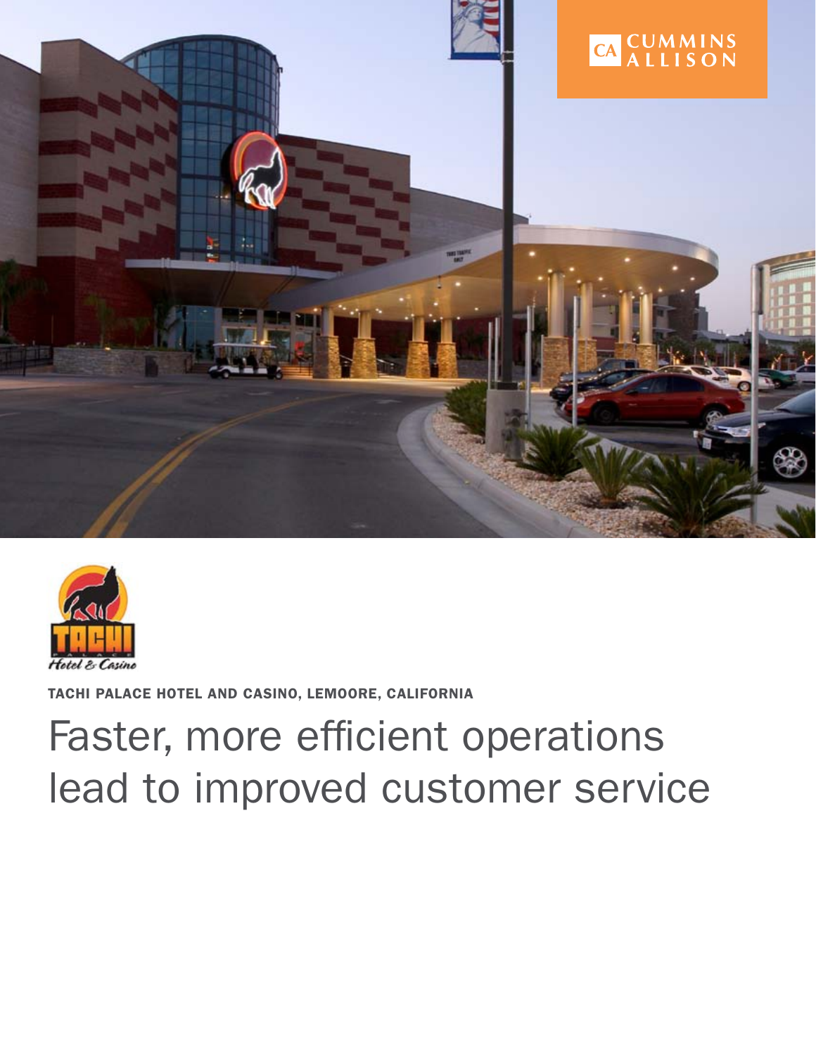CUMMINS ALLISON

TACHI PALACE HOTEL AND CASINO, LEMOORE, CALIFORNIA

# Faster, more efficient operations lead to improved customer service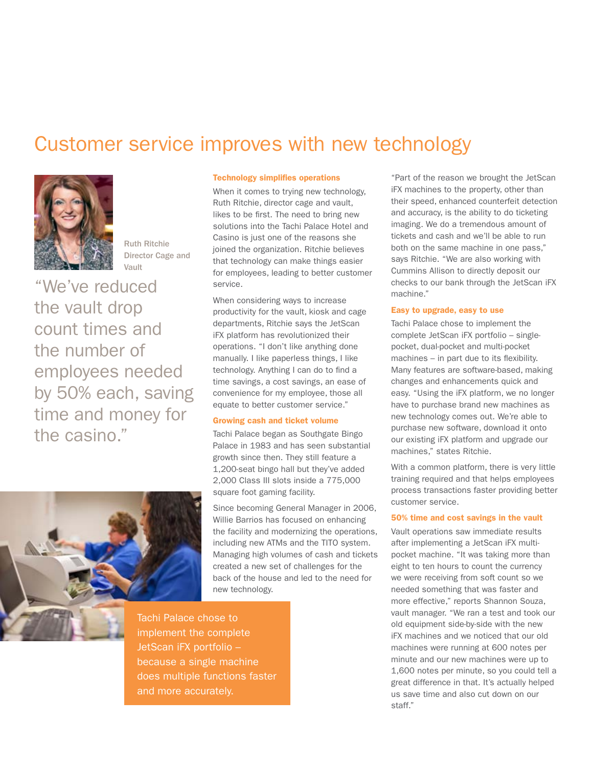# Customer service improves with new technology

Ruth Ritchie
Director Cage and Vault

“We’ve reduced the vault drop count times and the number of employees needed by 50% each, saving time and money for the casino.”

### Technology simplifies operations

When it comes to trying new technology, Ruth Ritchie, director cage and vault, likes to be first. The need to bring new solutions into the Tachi Palace Hotel and Casino is just one of the reasons she joined the organization. Ritchie believes that technology can make things easier for employees, leading to better customer service.

When considering ways to increase productivity for the vault, kiosk and cage departments, Ritchie says the JetScan iFX platform has revolutionized their operations. “I don’t like anything done manually. I like paperless things, I like technology. Anything I can do to find a time savings, a cost savings, an ease of convenience for my employee, those all equate to better customer service.”

### Growing cash and ticket volume

Tachi Palace began as Southgate Bingo Palace in 1983 and has seen substantial growth since then. They still feature a 1,200-seat bingo hall but they’ve added 2,000 Class III slots inside a 775,000 square foot gaming facility.

Since becoming General Manager in 2006, Willie Barrios has focused on enhancing the facility and modernizing the operations, including new ATMs and the TITO system. Managing high volumes of cash and tickets created a new set of challenges for the back of the house and led to the need for new technology.

Tachi Palace chose to implement the complete JetScan iFX portfolio – because a single machine does multiple functions faster and more accurately.

“Part of the reason we brought the JetScan iFX machines to the property, other than their speed, enhanced counterfeit detection and accuracy, is the ability to do ticketing imaging. We do a tremendous amount of tickets and cash and we’ll be able to run both on the same machine in one pass,” says Ritchie. “We are also working with Cummins Allison to directly deposit our checks to our bank through the JetScan iFX machine.”

### Easy to upgrade, easy to use

Tachi Palace chose to implement the complete JetScan iFX portfolio – single-pocket, dual-pocket and multi-pocket machines – in part due to its flexibility. Many features are software-based, making changes and enhancements quick and easy. “Using the iFX platform, we no longer have to purchase brand new machines as new technology comes out. We’re able to purchase new software, download it onto our existing iFX platform and upgrade our machines,” states Ritchie.

With a common platform, there is very little training required and that helps employees process transactions faster providing better customer service.

### 50% time and cost savings in the vault

Vault operations saw immediate results after implementing a JetScan iFX multi-pocket machine. “It was taking more than eight to ten hours to count the currency we were receiving from soft count so we needed something that was faster and more effective,” reports Shannon Souza, vault manager. “We ran a test and took our old equipment side-by-side with the new iFX machines and we noticed that our old machines were running at 600 notes per minute and our new machines were up to 1,600 notes per minute, so you could tell a great difference in that. It’s actually helped us save time and also cut down on our staff.”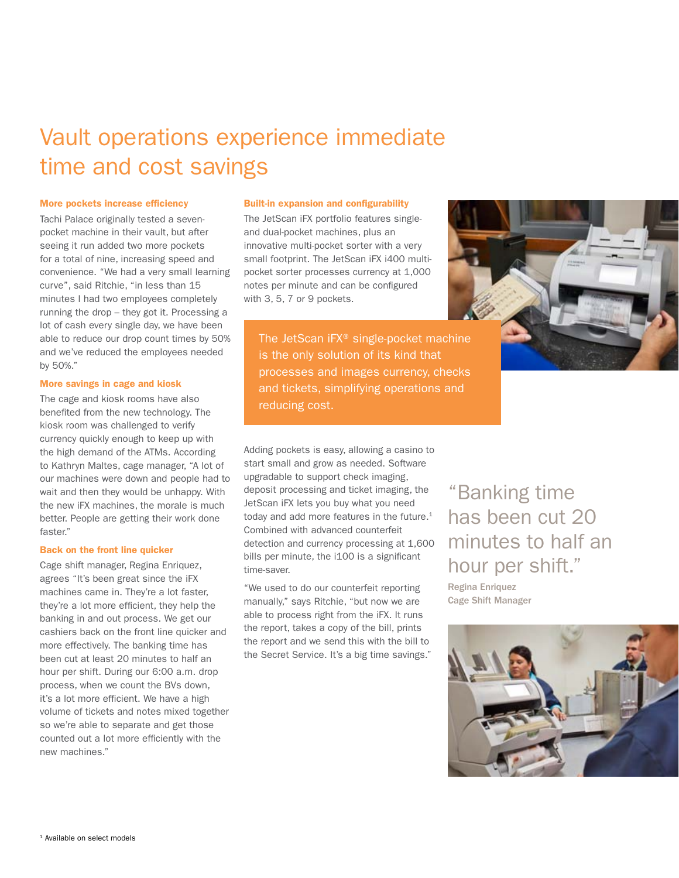# Vault operations experience immediate time and cost savings

### More pockets increase efficiency

Tachi Palace originally tested a seven-pocket machine in their vault, but after seeing it run added two more pockets for a total of nine, increasing speed and convenience. "We had a very small learning curve", said Ritchie, "in less than 15 minutes I had two employees completely running the drop – they got it. Processing a lot of cash every single day, we have been able to reduce our drop count times by 50% and we've reduced the employees needed by 50%."

### More savings in cage and kiosk

The cage and kiosk rooms have also benefited from the new technology. The kiosk room was challenged to verify currency quickly enough to keep up with the high demand of the ATMs. According to Kathryn Maltes, cage manager, "A lot of our machines were down and people had to wait and then they would be unhappy. With the new iFX machines, the morale is much better. People are getting their work done faster."

### Back on the front line quicker

Cage shift manager, Regina Enriquez, agrees "It's been great since the iFX machines came in. They're a lot faster, they're a lot more efficient, they help the banking in and out process. We get our cashiers back on the front line quicker and more effectively. The banking time has been cut at least 20 minutes to half an hour per shift. During our 6:00 a.m. drop process, when we count the BVs down, it's a lot more efficient. We have a high volume of tickets and notes mixed together so we're able to separate and get those counted out a lot more efficiently with the new machines."

### Built-in expansion and configurability

The JetScan iFX portfolio features single- and dual-pocket machines, plus an innovative multi-pocket sorter with a very small footprint. The JetScan iFX i400 multi-pocket sorter processes currency at 1,000 notes per minute and can be configured with 3, 5, 7 or 9 pockets.

> The JetScan iFX® single-pocket machine is the only solution of its kind that processes and images currency, checks and tickets, simplifying operations and reducing cost.

Adding pockets is easy, allowing a casino to start small and grow as needed. Software upgradable to support check imaging, deposit processing and ticket imaging, the JetScan iFX lets you buy what you need today and add more features in the future.[1] Combined with advanced counterfeit detection and currency processing at 1,600 bills per minute, the i100 is a significant time-saver.

"We used to do our counterfeit reporting manually," says Ritchie, "but now we are able to process right from the iFX. It runs the report, takes a copy of the bill, prints the report and we send this with the bill to the Secret Service. It's a big time savings."

> "Banking time has been cut 20 minutes to half an hour per shift."
>
> **Regina Enriquez**
> **Cage Shift Manager**

[1] Available on select models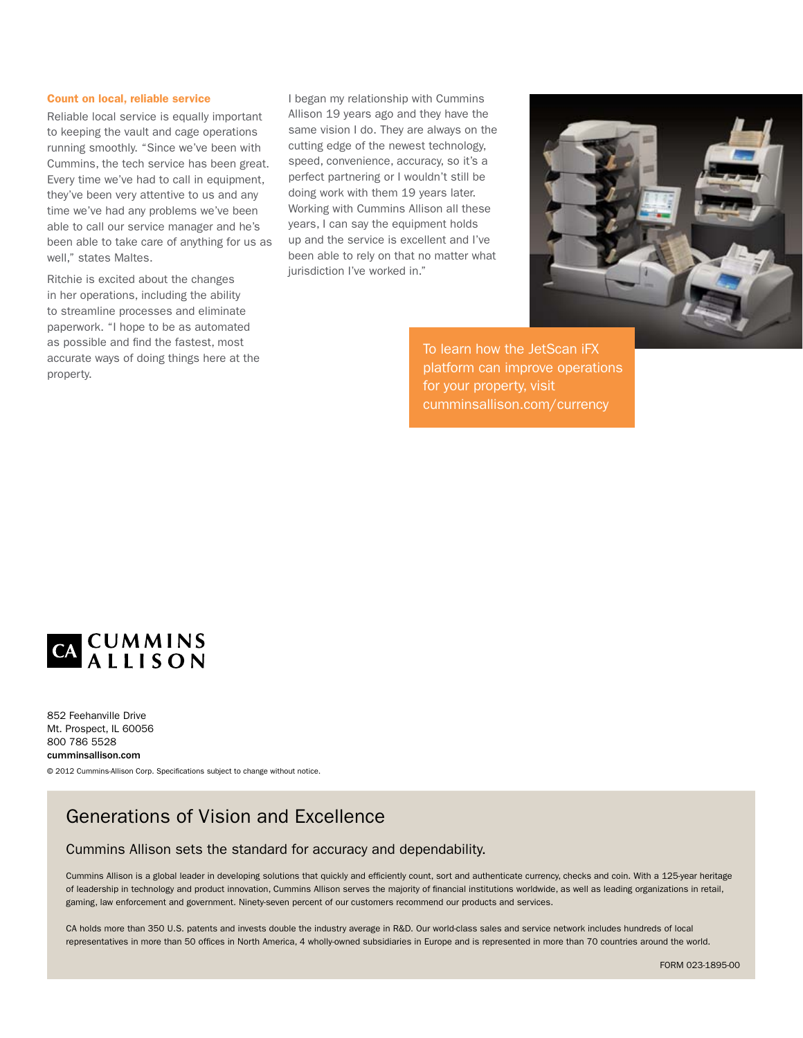### Count on local, reliable service

Reliable local service is equally important to keeping the vault and cage operations running smoothly. "Since we've been with Cummins, the tech service has been great. Every time we've had to call in equipment, they've been very attentive to us and any time we've had any problems we've been able to call our service manager and he's been able to take care of anything for us as well," states Maltes.

Ritchie is excited about the changes in her operations, including the ability to streamline processes and eliminate paperwork. "I hope to be as automated as possible and find the fastest, most accurate ways of doing things here at the property.

I began my relationship with Cummins Allison 19 years ago and they have the same vision I do. They are always on the cutting edge of the newest technology, speed, convenience, accuracy, so it's a perfect partnering or I wouldn't still be doing work with them 19 years later. Working with Cummins Allison all these years, I can say the equipment holds up and the service is excellent and I've been able to rely on that no matter what jurisdiction I've worked in."

To learn how the JetScan iFX platform can improve operations for your property, visit cumminsallison.com/currency

CA CUMMINS ALLISON

852 Feehanville Drive
Mt. Prospect, IL 60056
800 786 5528
**cumminsallison.com**

© 2012 Cummins-Allison Corp. Specifications subject to change without notice.

## Generations of Vision and Excellence

### Cummins Allison sets the standard for accuracy and dependability.

Cummins Allison is a global leader in developing solutions that quickly and efficiently count, sort and authenticate currency, checks and coin. With a 125-year heritage of leadership in technology and product innovation, Cummins Allison serves the majority of financial institutions worldwide, as well as leading organizations in retail, gaming, law enforcement and government. Ninety-seven percent of our customers recommend our products and services.

CA holds more than 350 U.S. patents and invests double the industry average in R&D. Our world-class sales and service network includes hundreds of local representatives in more than 50 offices in North America, 4 wholly-owned subsidiaries in Europe and is represented in more than 70 countries around the world.

FORM 023-1895-00